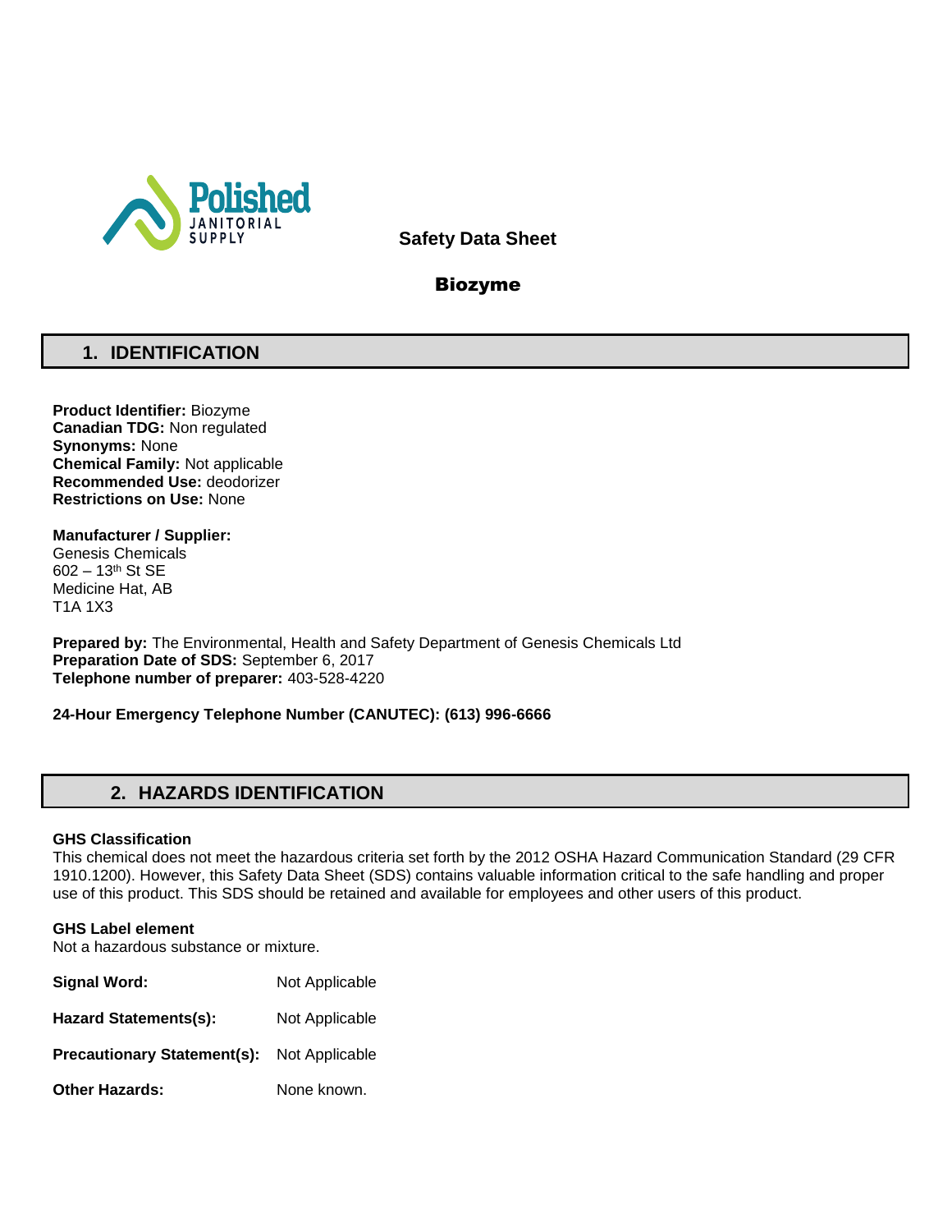Polished
JANITORIAL
SUPPLY

**Safety Data Sheet**

**Biozyme**

## 1. IDENTIFICATION

**Product Identifier:** Biozyme
**Canadian TDG:** Non regulated
**Synonyms:** None
**Chemical Family:** Not applicable
**Recommended Use:** deodorizer
**Restrictions on Use:** None

**Manufacturer / Supplier:**
Genesis Chemicals
602 – 13th St SE
Medicine Hat, AB
T1A 1X3

**Prepared by:** The Environmental, Health and Safety Department of Genesis Chemicals Ltd
**Preparation Date of SDS:** September 6, 2017
**Telephone number of preparer:** 403-528-4220

**24-Hour Emergency Telephone Number (CANUTEC): (613) 996-6666**

## 2. HAZARDS IDENTIFICATION

**GHS Classification**
This chemical does not meet the hazardous criteria set forth by the 2012 OSHA Hazard Communication Standard (29 CFR 1910.1200). However, this Safety Data Sheet (SDS) contains valuable information critical to the safe handling and proper use of this product. This SDS should be retained and available for employees and other users of this product.

**GHS Label element**
Not a hazardous substance or mixture.

**Signal Word:** Not Applicable

**Hazard Statements(s):** Not Applicable

**Precautionary Statement(s):** Not Applicable

**Other Hazards:** None known.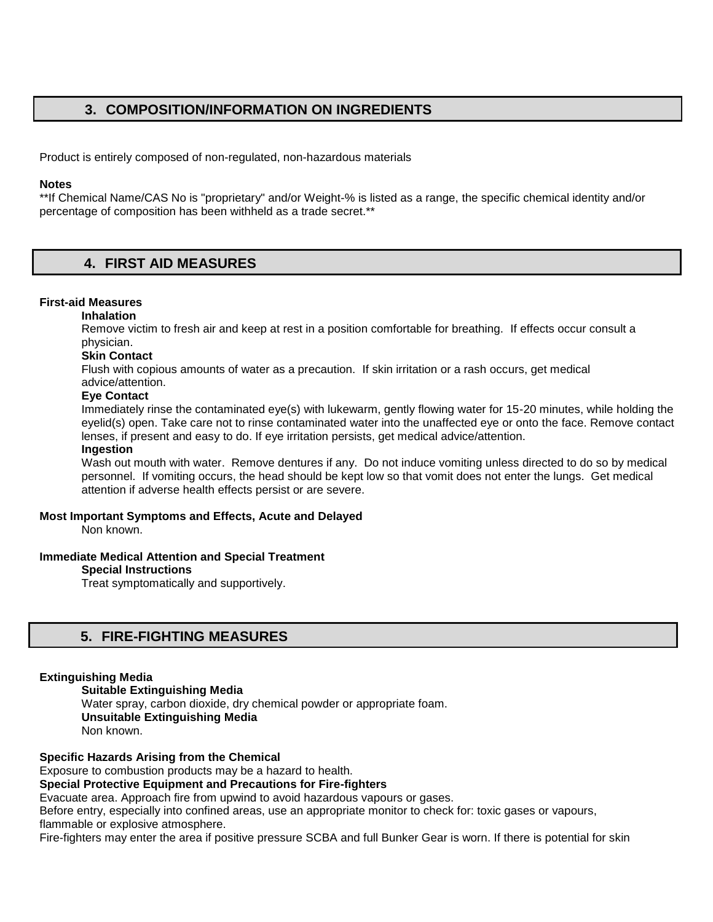## 3. COMPOSITION/INFORMATION ON INGREDIENTS

Product is entirely composed of non-regulated, non-hazardous materials

**Notes**

**If Chemical Name/CAS No is "proprietary" and/or Weight-% is listed as a range, the specific chemical identity and/or percentage of composition has been withheld as a trade secret.**

## 4. FIRST AID MEASURES

**First-aid Measures**

**Inhalation**

Remove victim to fresh air and keep at rest in a position comfortable for breathing. If effects occur consult a physician.

**Skin Contact**

Flush with copious amounts of water as a precaution. If skin irritation or a rash occurs, get medical advice/attention.

**Eye Contact**

Immediately rinse the contaminated eye(s) with lukewarm, gently flowing water for 15-20 minutes, while holding the eyelid(s) open. Take care not to rinse contaminated water into the unaffected eye or onto the face. Remove contact lenses, if present and easy to do. If eye irritation persists, get medical advice/attention.

**Ingestion**

Wash out mouth with water. Remove dentures if any. Do not induce vomiting unless directed to do so by medical personnel. If vomiting occurs, the head should be kept low so that vomit does not enter the lungs. Get medical attention if adverse health effects persist or are severe.

**Most Important Symptoms and Effects, Acute and Delayed**

Non known.

**Immediate Medical Attention and Special Treatment**

**Special Instructions**

Treat symptomatically and supportively.

## 5. FIRE-FIGHTING MEASURES

**Extinguishing Media**

**Suitable Extinguishing Media**

Water spray, carbon dioxide, dry chemical powder or appropriate foam.

**Unsuitable Extinguishing Media**

Non known.

**Specific Hazards Arising from the Chemical**

Exposure to combustion products may be a hazard to health.

**Special Protective Equipment and Precautions for Fire-fighters**

Evacuate area. Approach fire from upwind to avoid hazardous vapours or gases.

Before entry, especially into confined areas, use an appropriate monitor to check for: toxic gases or vapours, flammable or explosive atmosphere.

Fire-fighters may enter the area if positive pressure SCBA and full Bunker Gear is worn. If there is potential for skin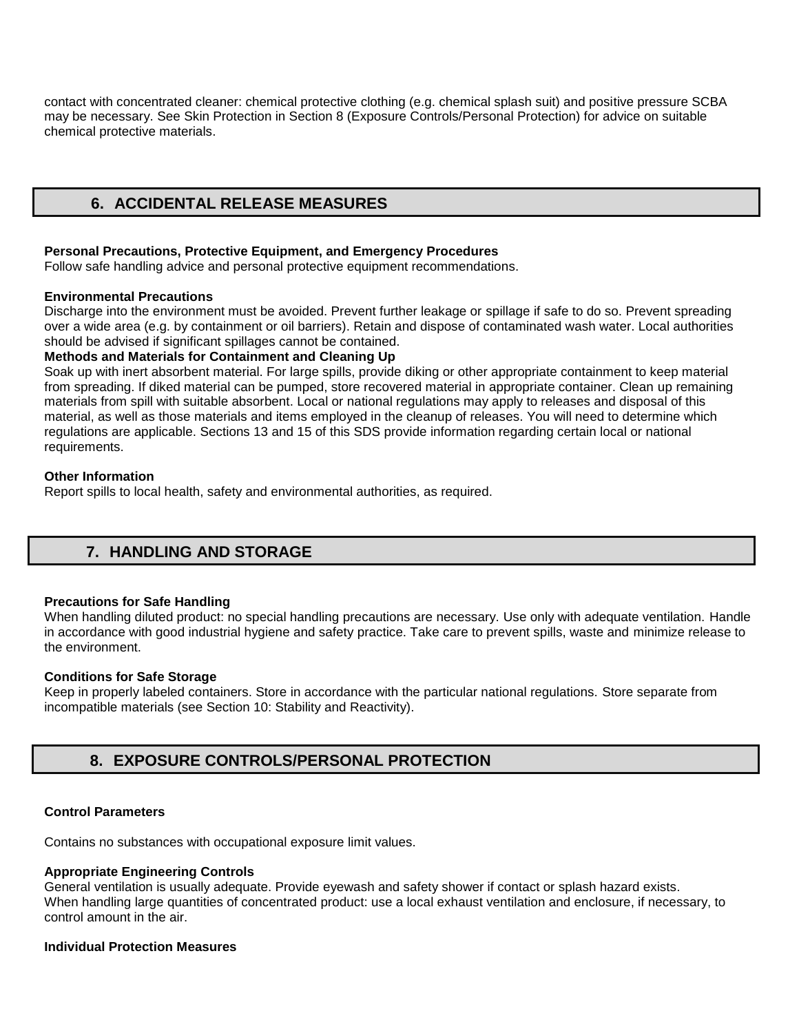contact with concentrated cleaner: chemical protective clothing (e.g. chemical splash suit) and positive pressure SCBA may be necessary. See Skin Protection in Section 8 (Exposure Controls/Personal Protection) for advice on suitable chemical protective materials.

## 6. ACCIDENTAL RELEASE MEASURES

**Personal Precautions, Protective Equipment, and Emergency Procedures**
Follow safe handling advice and personal protective equipment recommendations.

**Environmental Precautions**
Discharge into the environment must be avoided. Prevent further leakage or spillage if safe to do so. Prevent spreading over a wide area (e.g. by containment or oil barriers). Retain and dispose of contaminated wash water. Local authorities should be advised if significant spillages cannot be contained.

**Methods and Materials for Containment and Cleaning Up**
Soak up with inert absorbent material. For large spills, provide diking or other appropriate containment to keep material from spreading. If diked material can be pumped, store recovered material in appropriate container. Clean up remaining materials from spill with suitable absorbent. Local or national regulations may apply to releases and disposal of this material, as well as those materials and items employed in the cleanup of releases. You will need to determine which regulations are applicable. Sections 13 and 15 of this SDS provide information regarding certain local or national requirements.

**Other Information**
Report spills to local health, safety and environmental authorities, as required.

## 7. HANDLING AND STORAGE

**Precautions for Safe Handling**
When handling diluted product: no special handling precautions are necessary. Use only with adequate ventilation. Handle in accordance with good industrial hygiene and safety practice. Take care to prevent spills, waste and minimize release to the environment.

**Conditions for Safe Storage**
Keep in properly labeled containers. Store in accordance with the particular national regulations. Store separate from incompatible materials (see Section 10: Stability and Reactivity).

## 8. EXPOSURE CONTROLS/PERSONAL PROTECTION

**Control Parameters**

Contains no substances with occupational exposure limit values.

**Appropriate Engineering Controls**
General ventilation is usually adequate. Provide eyewash and safety shower if contact or splash hazard exists.
When handling large quantities of concentrated product: use a local exhaust ventilation and enclosure, if necessary, to control amount in the air.

**Individual Protection Measures**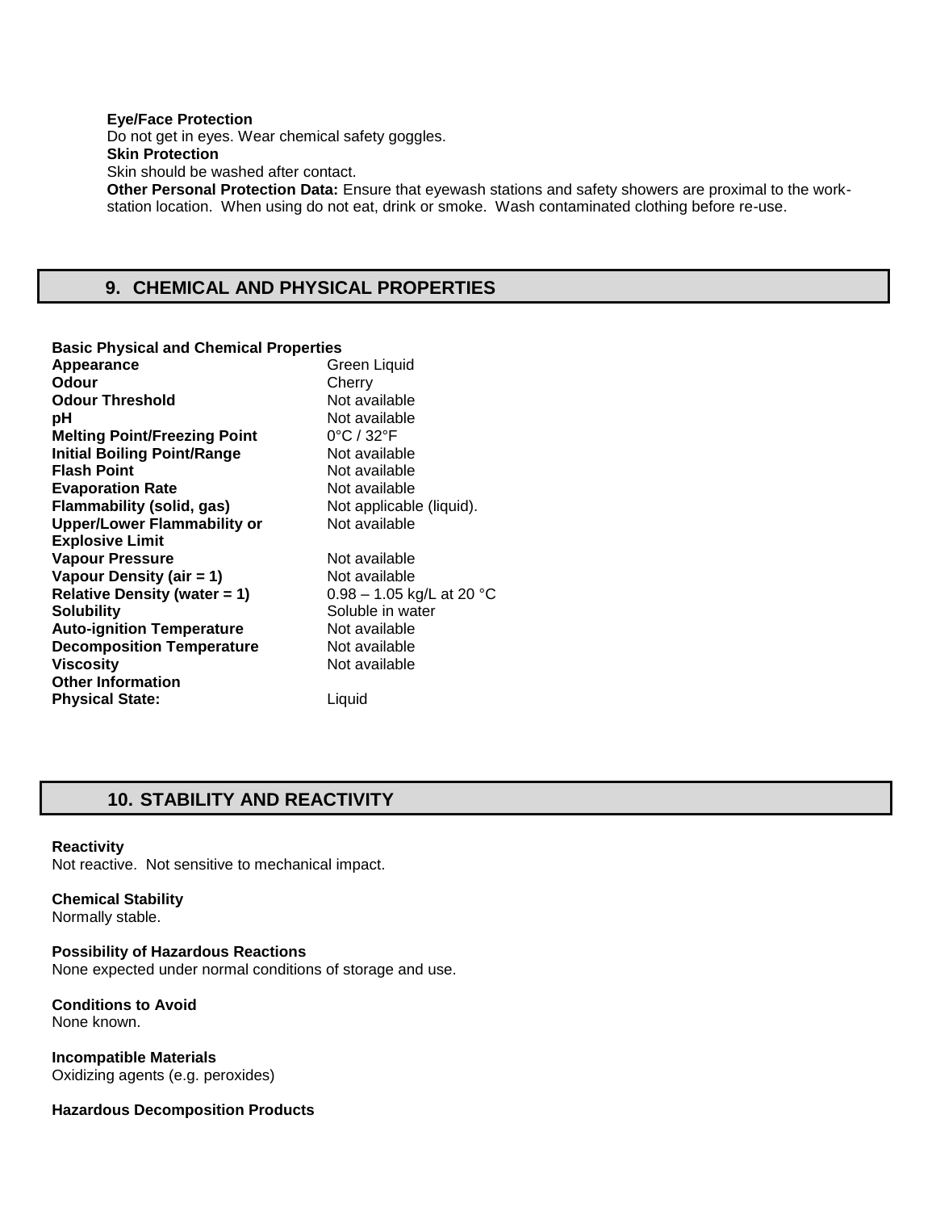**Eye/Face Protection**
Do not get in eyes. Wear chemical safety goggles.
**Skin Protection**
Skin should be washed after contact.
**Other Personal Protection Data:** Ensure that eyewash stations and safety showers are proximal to the work-station location. When using do not eat, drink or smoke. Wash contaminated clothing before re-use.

## 9. CHEMICAL AND PHYSICAL PROPERTIES

**Basic Physical and Chemical Properties**

| | |
|---|---|
| **Appearance** | Green Liquid |
| **Odour** | Cherry |
| **Odour Threshold** | Not available |
| **pH** | Not available |
| **Melting Point/Freezing Point** | 0°C / 32°F |
| **Initial Boiling Point/Range** | Not available |
| **Flash Point** | Not available |
| **Evaporation Rate** | Not available |
| **Flammability (solid, gas)** | Not applicable (liquid). |
| **Upper/Lower Flammability or Explosive Limit** | Not available |
| **Vapour Pressure** | Not available |
| **Vapour Density (air = 1)** | Not available |
| **Relative Density (water = 1)** | 0.98 – 1.05 kg/L at 20 °C |
| **Solubility** | Soluble in water |
| **Auto-ignition Temperature** | Not available |
| **Decomposition Temperature** | Not available |
| **Viscosity** | Not available |
| **Other Information** | |
| **Physical State:** | Liquid |

## 10. STABILITY AND REACTIVITY

**Reactivity**
Not reactive. Not sensitive to mechanical impact.

**Chemical Stability**
Normally stable.

**Possibility of Hazardous Reactions**
None expected under normal conditions of storage and use.

**Conditions to Avoid**
None known.

**Incompatible Materials**
Oxidizing agents (e.g. peroxides)

**Hazardous Decomposition Products**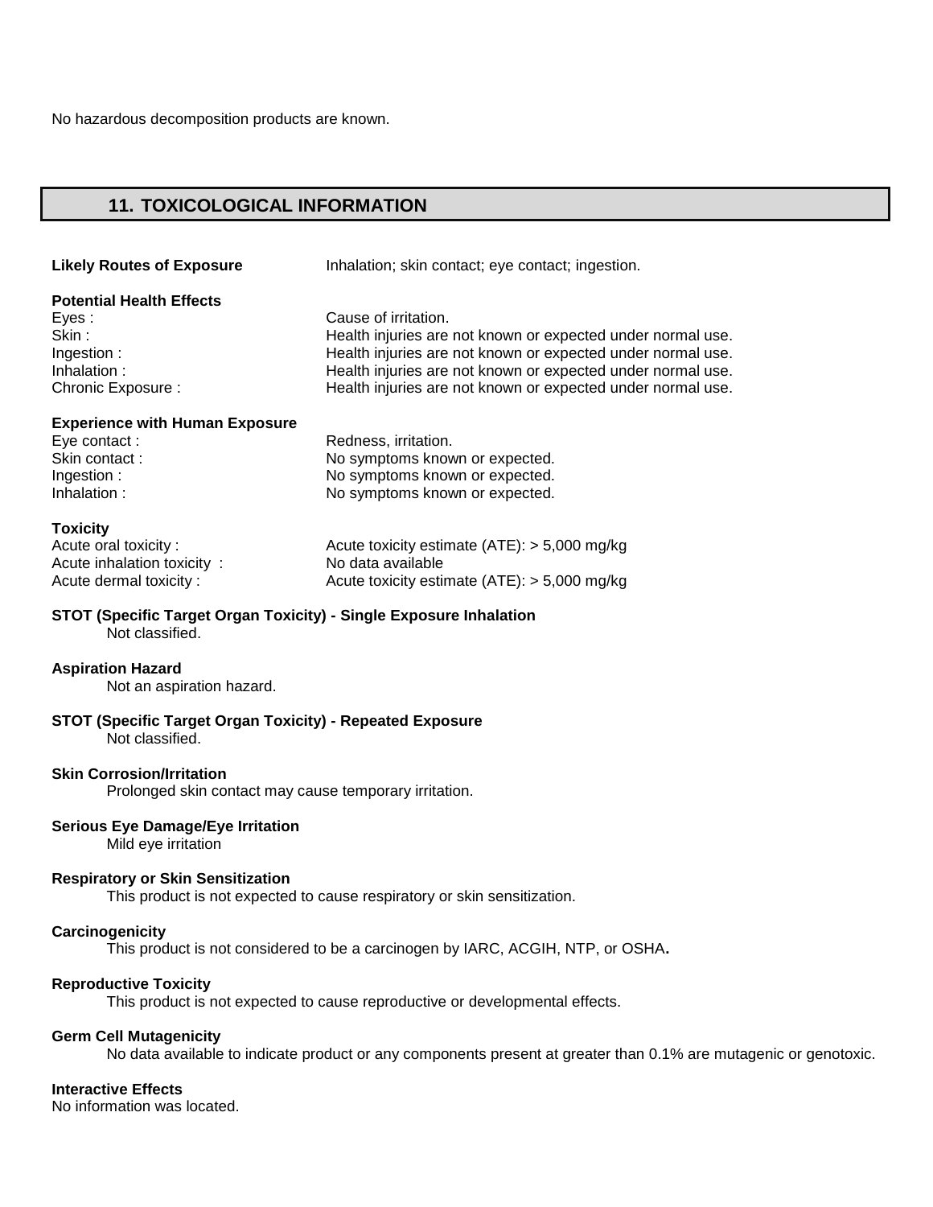No hazardous decomposition products are known.

## 11. TOXICOLOGICAL INFORMATION

**Likely Routes of Exposure** Inhalation; skin contact; eye contact; ingestion.

**Potential Health Effects**

| | |
|---|---|
| Eyes : | Cause of irritation. |
| Skin : | Health injuries are not known or expected under normal use. |
| Ingestion : | Health injuries are not known or expected under normal use. |
| Inhalation : | Health injuries are not known or expected under normal use. |
| Chronic Exposure : | Health injuries are not known or expected under normal use. |

**Experience with Human Exposure**

| | |
|---|---|
| Eye contact : | Redness, irritation. |
| Skin contact : | No symptoms known or expected. |
| Ingestion : | No symptoms known or expected. |
| Inhalation : | No symptoms known or expected. |

**Toxicity**

| | |
|---|---|
| Acute oral toxicity : | Acute toxicity estimate (ATE): > 5,000 mg/kg |
| Acute inhalation toxicity : | No data available |
| Acute dermal toxicity : | Acute toxicity estimate (ATE): > 5,000 mg/kg |

**STOT (Specific Target Organ Toxicity) - Single Exposure Inhalation**

Not classified.

**Aspiration Hazard**

Not an aspiration hazard.

**STOT (Specific Target Organ Toxicity) - Repeated Exposure**

Not classified.

**Skin Corrosion/Irritation**

Prolonged skin contact may cause temporary irritation.

**Serious Eye Damage/Eye Irritation**

Mild eye irritation

**Respiratory or Skin Sensitization**

This product is not expected to cause respiratory or skin sensitization.

**Carcinogenicity**

This product is not considered to be a carcinogen by IARC, ACGIH, NTP, or OSHA**.**

**Reproductive Toxicity**

This product is not expected to cause reproductive or developmental effects.

**Germ Cell Mutagenicity**

No data available to indicate product or any components present at greater than 0.1% are mutagenic or genotoxic.

**Interactive Effects**

No information was located.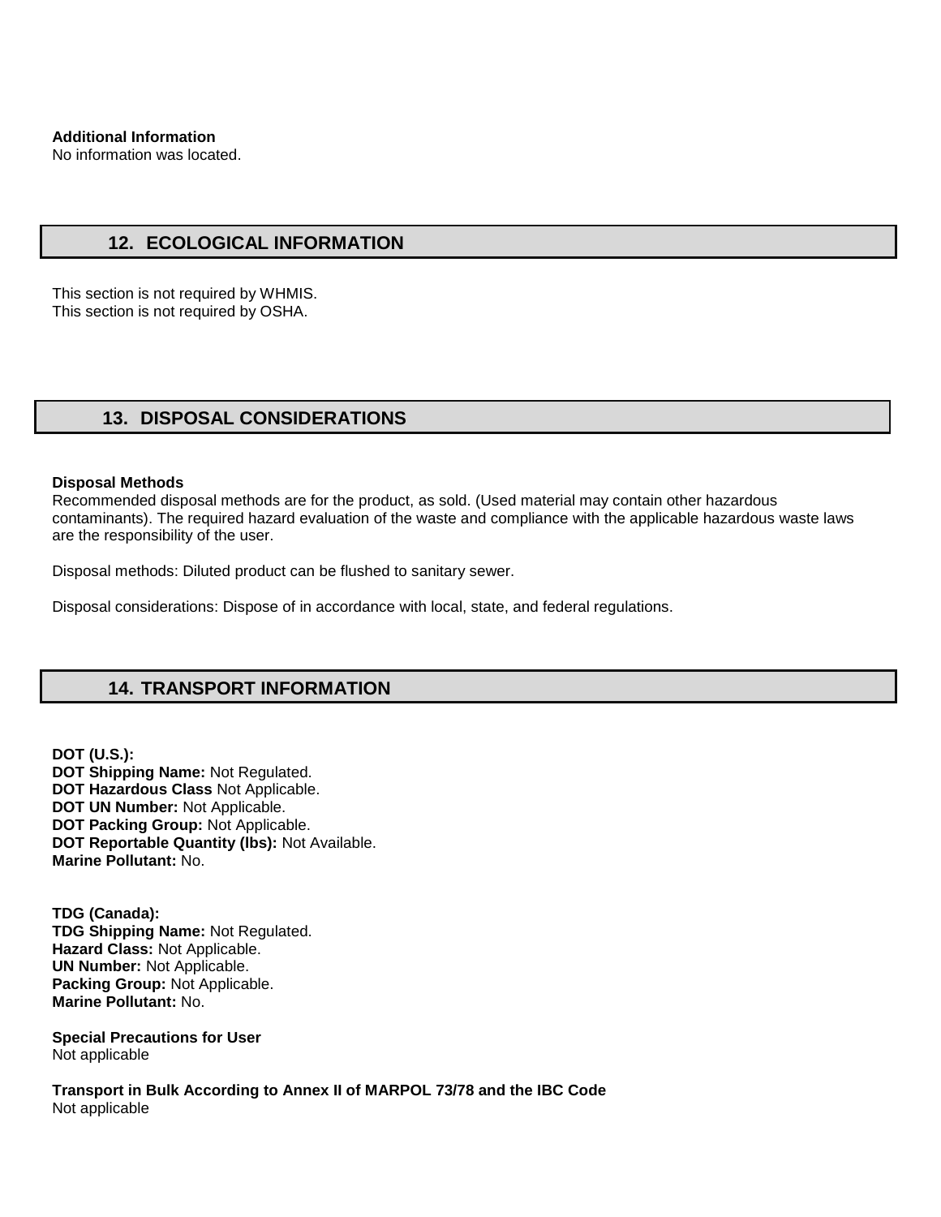**Additional Information**
No information was located.

## 12. ECOLOGICAL INFORMATION

This section is not required by WHMIS.
This section is not required by OSHA.

## 13. DISPOSAL CONSIDERATIONS

**Disposal Methods**
Recommended disposal methods are for the product, as sold. (Used material may contain other hazardous contaminants). The required hazard evaluation of the waste and compliance with the applicable hazardous waste laws are the responsibility of the user.

Disposal methods: Diluted product can be flushed to sanitary sewer.

Disposal considerations: Dispose of in accordance with local, state, and federal regulations.

## 14. TRANSPORT INFORMATION

**DOT (U.S.):**
**DOT Shipping Name:** Not Regulated.
**DOT Hazardous Class** Not Applicable.
**DOT UN Number:** Not Applicable.
**DOT Packing Group:** Not Applicable.
**DOT Reportable Quantity (lbs):** Not Available.
**Marine Pollutant:** No.

**TDG (Canada):**
**TDG Shipping Name:** Not Regulated.
**Hazard Class:** Not Applicable.
**UN Number:** Not Applicable.
**Packing Group:** Not Applicable.
**Marine Pollutant:** No.

**Special Precautions for User**
Not applicable

**Transport in Bulk According to Annex II of MARPOL 73/78 and the IBC Code**
Not applicable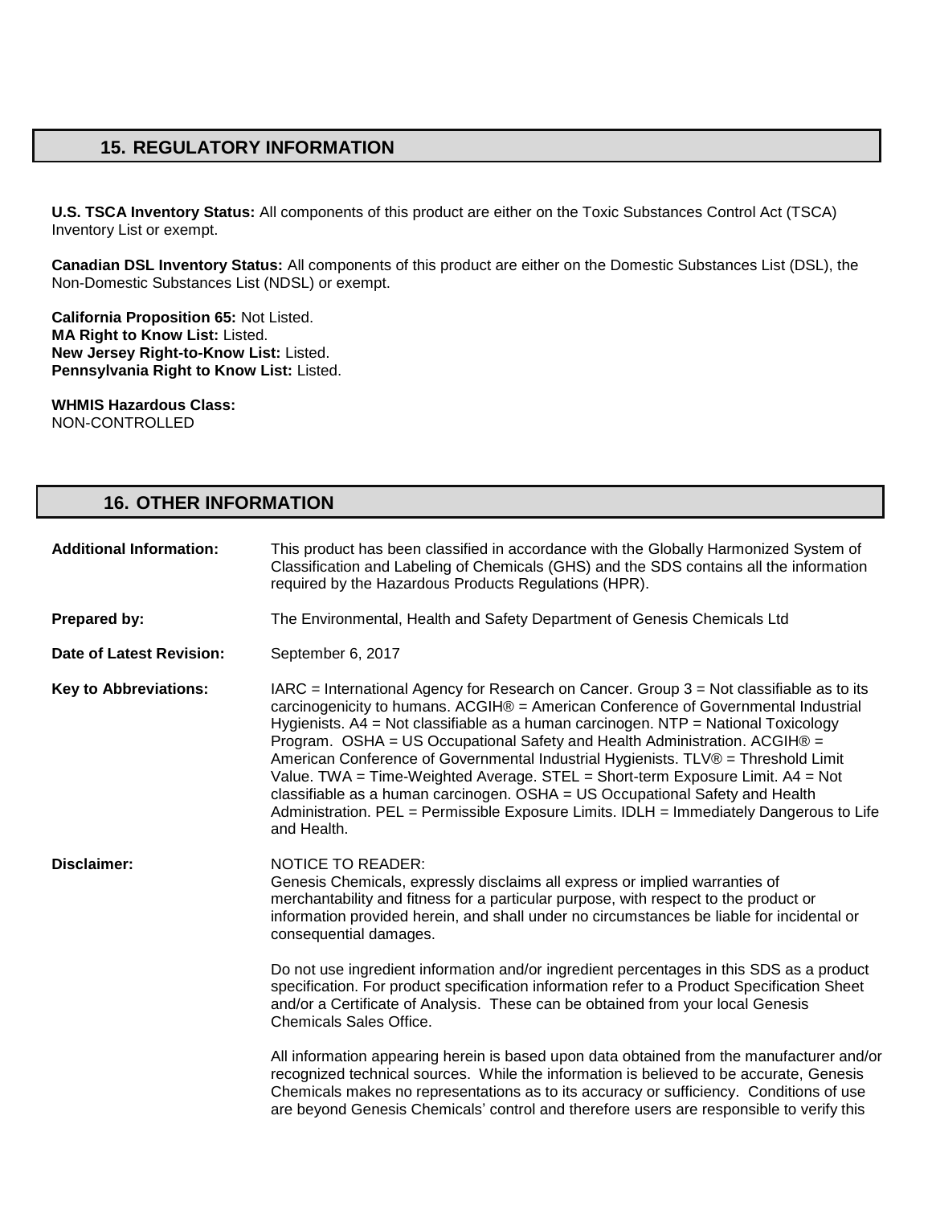## 15. REGULATORY INFORMATION

**U.S. TSCA Inventory Status:** All components of this product are either on the Toxic Substances Control Act (TSCA) Inventory List or exempt.

**Canadian DSL Inventory Status:** All components of this product are either on the Domestic Substances List (DSL), the Non-Domestic Substances List (NDSL) or exempt.

**California Proposition 65:** Not Listed.
**MA Right to Know List:** Listed.
**New Jersey Right-to-Know List:** Listed.
**Pennsylvania Right to Know List:** Listed.

**WHMIS Hazardous Class:**
NON-CONTROLLED

## 16. OTHER INFORMATION

**Additional Information:** This product has been classified in accordance with the Globally Harmonized System of Classification and Labeling of Chemicals (GHS) and the SDS contains all the information required by the Hazardous Products Regulations (HPR).

**Prepared by:** The Environmental, Health and Safety Department of Genesis Chemicals Ltd

**Date of Latest Revision:** September 6, 2017

**Key to Abbreviations:** IARC = International Agency for Research on Cancer. Group 3 = Not classifiable as to its carcinogenicity to humans. ACGIH® = American Conference of Governmental Industrial Hygienists. A4 = Not classifiable as a human carcinogen. NTP = National Toxicology Program. OSHA = US Occupational Safety and Health Administration. ACGIH® = American Conference of Governmental Industrial Hygienists. TLV® = Threshold Limit Value. TWA = Time-Weighted Average. STEL = Short-term Exposure Limit. A4 = Not classifiable as a human carcinogen. OSHA = US Occupational Safety and Health Administration. PEL = Permissible Exposure Limits. IDLH = Immediately Dangerous to Life and Health.

**Disclaimer:** NOTICE TO READER:
Genesis Chemicals, expressly disclaims all express or implied warranties of merchantability and fitness for a particular purpose, with respect to the product or information provided herein, and shall under no circumstances be liable for incidental or consequential damages.

Do not use ingredient information and/or ingredient percentages in this SDS as a product specification. For product specification information refer to a Product Specification Sheet and/or a Certificate of Analysis. These can be obtained from your local Genesis Chemicals Sales Office.

All information appearing herein is based upon data obtained from the manufacturer and/or recognized technical sources. While the information is believed to be accurate, Genesis Chemicals makes no representations as to its accuracy or sufficiency. Conditions of use are beyond Genesis Chemicals' control and therefore users are responsible to verify this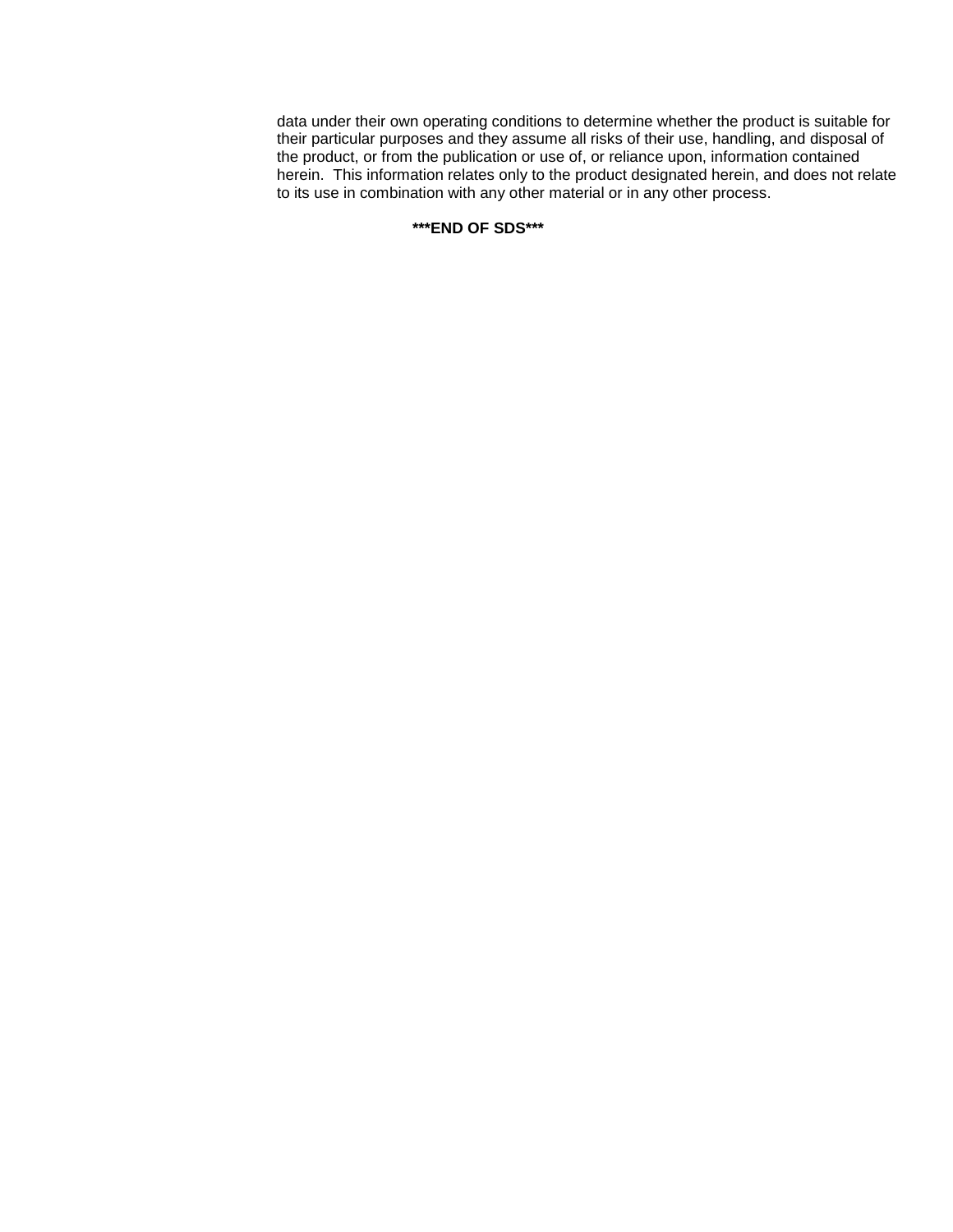data under their own operating conditions to determine whether the product is suitable for their particular purposes and they assume all risks of their use, handling, and disposal of the product, or from the publication or use of, or reliance upon, information contained herein. This information relates only to the product designated herein, and does not relate to its use in combination with any other material or in any other process.

**\*\*\*END OF SDS\*\*\***